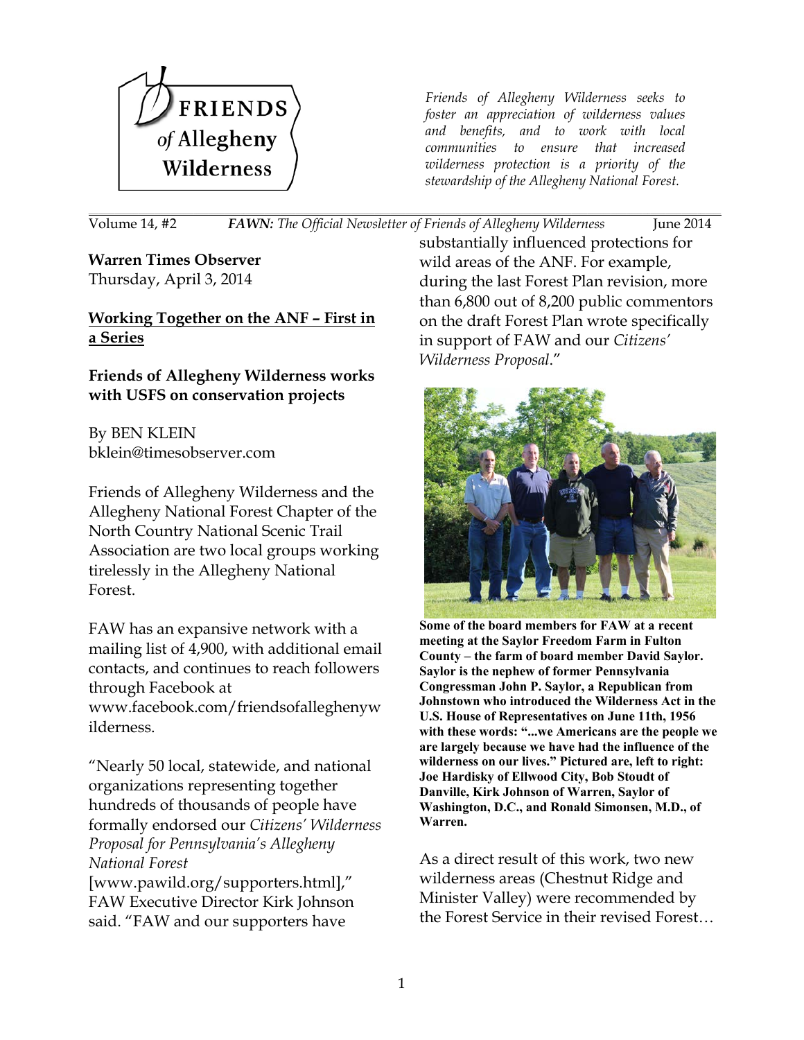# FRIENDS *of* Allegheny Wilderness

*Friends of Allegheny Wilderness seeks to foster an appreciation of wilderness values and benefits, and to work with local communities to ensure that increased wilderness protection is a priority of the stewardship of the Allegheny National Forest.*

Volume 14, #2 — ***FAWN:*** *The Official Newsletter of Friends of Allegheny Wilderness* — June 2014

**Warren Times Observer**
Thursday, April 3, 2014

**<u>Working Together on the ANF – First in a Series</u>**

**Friends of Allegheny Wilderness works with USFS on conservation projects**

By BEN KLEIN
bklein@timesobserver.com

Friends of Allegheny Wilderness and the Allegheny National Forest Chapter of the North Country National Scenic Trail Association are two local groups working tirelessly in the Allegheny National Forest.

FAW has an expansive network with a mailing list of 4,900, with additional email contacts, and continues to reach followers through Facebook at www.facebook.com/friendsofalleghenywilderness.

"Nearly 50 local, statewide, and national organizations representing together hundreds of thousands of people have formally endorsed our *Citizens' Wilderness Proposal for Pennsylvania's Allegheny National Forest* [www.pawild.org/supporters.html]," FAW Executive Director Kirk Johnson said. "FAW and our supporters have substantially influenced protections for wild areas of the ANF. For example, during the last Forest Plan revision, more than 6,800 out of 8,200 public commentors on the draft Forest Plan wrote specifically in support of FAW and our *Citizens' Wilderness Proposal*."

**Some of the board members for FAW at a recent meeting at the Saylor Freedom Farm in Fulton County – the farm of board member David Saylor. Saylor is the nephew of former Pennsylvania Congressman John P. Saylor, a Republican from Johnstown who introduced the Wilderness Act in the U.S. House of Representatives on June 11th, 1956 with these words: "...we Americans are the people we are largely because we have had the influence of the wilderness on our lives." Pictured are, left to right: Joe Hardisky of Ellwood City, Bob Stoudt of Danville, Kirk Johnson of Warren, Saylor of Washington, D.C., and Ronald Simonsen, M.D., of Warren.**

As a direct result of this work, two new wilderness areas (Chestnut Ridge and Minister Valley) were recommended by the Forest Service in their revised Forest…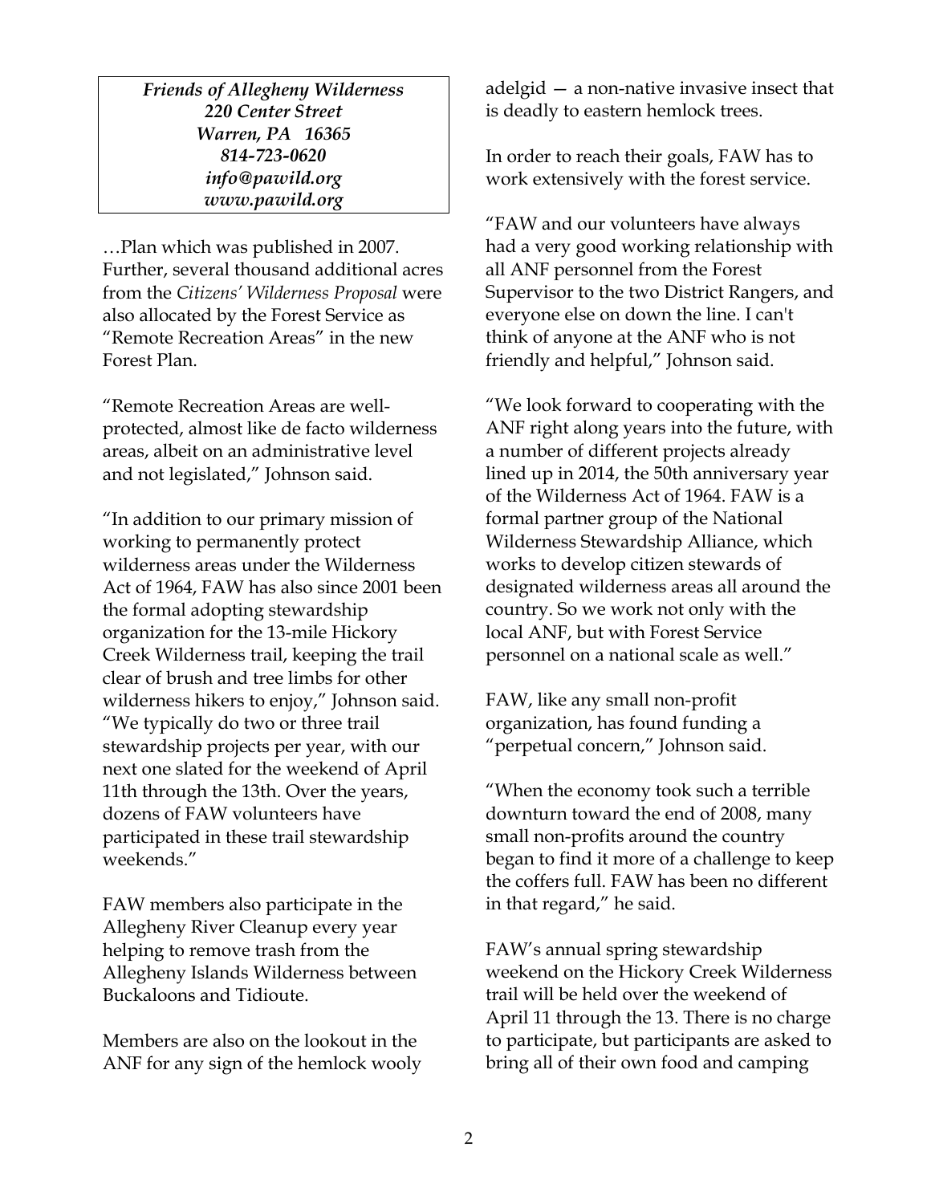*Friends of Allegheny Wilderness*
*220 Center Street*
*Warren, PA 16365*
*814-723-0620*
*info@pawild.org*
*www.pawild.org*

…Plan which was published in 2007. Further, several thousand additional acres from the *Citizens' Wilderness Proposal* were also allocated by the Forest Service as "Remote Recreation Areas" in the new Forest Plan.

"Remote Recreation Areas are well-protected, almost like de facto wilderness areas, albeit on an administrative level and not legislated," Johnson said.

"In addition to our primary mission of working to permanently protect wilderness areas under the Wilderness Act of 1964, FAW has also since 2001 been the formal adopting stewardship organization for the 13-mile Hickory Creek Wilderness trail, keeping the trail clear of brush and tree limbs for other wilderness hikers to enjoy," Johnson said. "We typically do two or three trail stewardship projects per year, with our next one slated for the weekend of April 11th through the 13th. Over the years, dozens of FAW volunteers have participated in these trail stewardship weekends."

FAW members also participate in the Allegheny River Cleanup every year helping to remove trash from the Allegheny Islands Wilderness between Buckaloons and Tidioute.

Members are also on the lookout in the ANF for any sign of the hemlock wooly adelgid — a non-native invasive insect that is deadly to eastern hemlock trees.

In order to reach their goals, FAW has to work extensively with the forest service.

"FAW and our volunteers have always had a very good working relationship with all ANF personnel from the Forest Supervisor to the two District Rangers, and everyone else on down the line. I can't think of anyone at the ANF who is not friendly and helpful," Johnson said.

"We look forward to cooperating with the ANF right along years into the future, with a number of different projects already lined up in 2014, the 50th anniversary year of the Wilderness Act of 1964. FAW is a formal partner group of the National Wilderness Stewardship Alliance, which works to develop citizen stewards of designated wilderness areas all around the country. So we work not only with the local ANF, but with Forest Service personnel on a national scale as well."

FAW, like any small non-profit organization, has found funding a "perpetual concern," Johnson said.

"When the economy took such a terrible downturn toward the end of 2008, many small non-profits around the country began to find it more of a challenge to keep the coffers full. FAW has been no different in that regard," he said.

FAW's annual spring stewardship weekend on the Hickory Creek Wilderness trail will be held over the weekend of April 11 through the 13. There is no charge to participate, but participants are asked to bring all of their own food and camping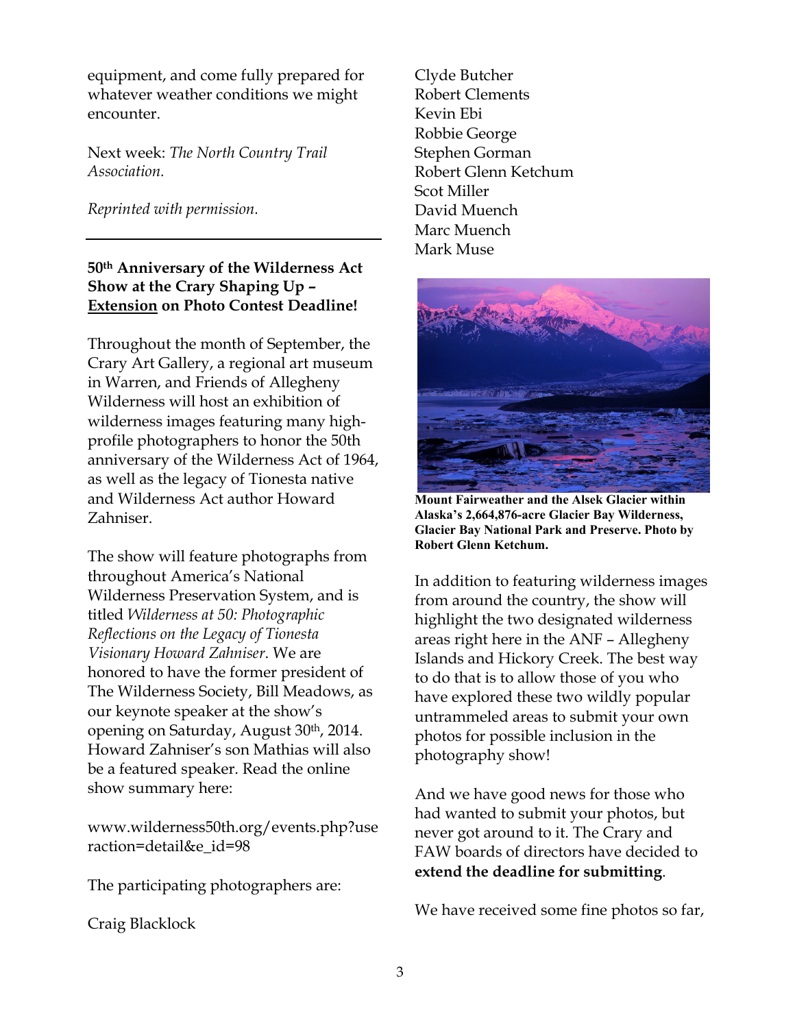equipment, and come fully prepared for whatever weather conditions we might encounter.

Next week: *The North Country Trail Association.*

*Reprinted with permission.*

---

### 50th Anniversary of the Wilderness Act Show at the Crary Shaping Up – Extension on Photo Contest Deadline!

Throughout the month of September, the Crary Art Gallery, a regional art museum in Warren, and Friends of Allegheny Wilderness will host an exhibition of wilderness images featuring many high-profile photographers to honor the 50th anniversary of the Wilderness Act of 1964, as well as the legacy of Tionesta native and Wilderness Act author Howard Zahniser.

The show will feature photographs from throughout America's National Wilderness Preservation System, and is titled *Wilderness at 50: Photographic Reflections on the Legacy of Tionesta Visionary Howard Zahniser*. We are honored to have the former president of The Wilderness Society, Bill Meadows, as our keynote speaker at the show's opening on Saturday, August 30th, 2014. Howard Zahniser's son Mathias will also be a featured speaker. Read the online show summary here:

www.wilderness50th.org/events.php?useraction=detail&e_id=98

The participating photographers are:

Craig Blacklock
Clyde Butcher
Robert Clements
Kevin Ebi
Robbie George
Stephen Gorman
Robert Glenn Ketchum
Scot Miller
David Muench
Marc Muench
Mark Muse

**Mount Fairweather and the Alsek Glacier within Alaska's 2,664,876-acre Glacier Bay Wilderness, Glacier Bay National Park and Preserve. Photo by Robert Glenn Ketchum.**

In addition to featuring wilderness images from around the country, the show will highlight the two designated wilderness areas right here in the ANF – Allegheny Islands and Hickory Creek. The best way to do that is to allow those of you who have explored these two wildly popular untrammeled areas to submit your own photos for possible inclusion in the photography show!

And we have good news for those who had wanted to submit your photos, but never got around to it. The Crary and FAW boards of directors have decided to **extend the deadline for submitting**.

We have received some fine photos so far,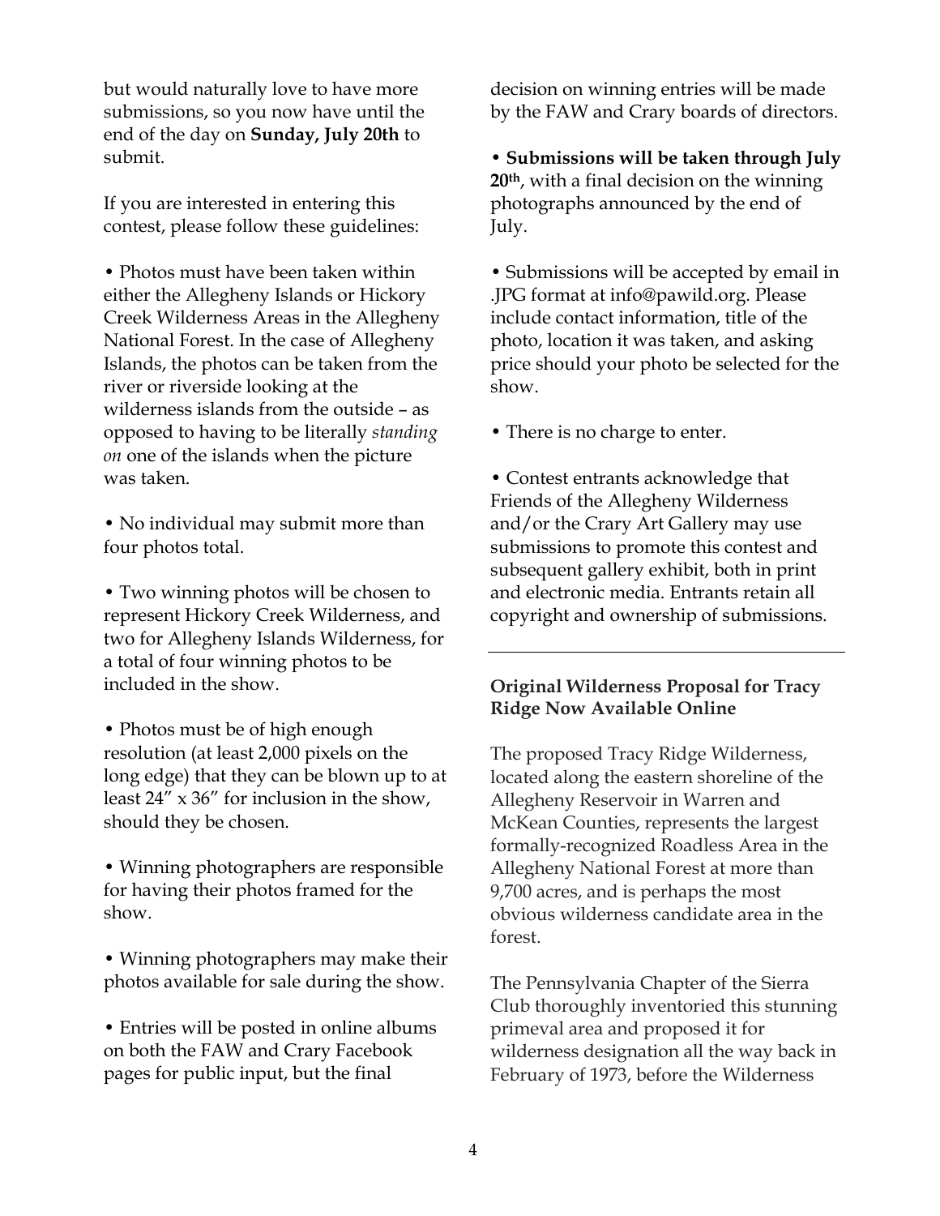but would naturally love to have more submissions, so you now have until the end of the day on **Sunday, July 20th** to submit.

If you are interested in entering this contest, please follow these guidelines:

• Photos must have been taken within either the Allegheny Islands or Hickory Creek Wilderness Areas in the Allegheny National Forest. In the case of Allegheny Islands, the photos can be taken from the river or riverside looking at the wilderness islands from the outside – as opposed to having to be literally *standing on* one of the islands when the picture was taken.

• No individual may submit more than four photos total.

• Two winning photos will be chosen to represent Hickory Creek Wilderness, and two for Allegheny Islands Wilderness, for a total of four winning photos to be included in the show.

• Photos must be of high enough resolution (at least 2,000 pixels on the long edge) that they can be blown up to at least 24" x 36" for inclusion in the show, should they be chosen.

• Winning photographers are responsible for having their photos framed for the show.

• Winning photographers may make their photos available for sale during the show.

• Entries will be posted in online albums on both the FAW and Crary Facebook pages for public input, but the final decision on winning entries will be made by the FAW and Crary boards of directors.

• **Submissions will be taken through July 20th**, with a final decision on the winning photographs announced by the end of July.

• Submissions will be accepted by email in .JPG format at info@pawild.org. Please include contact information, title of the photo, location it was taken, and asking price should your photo be selected for the show.

• There is no charge to enter.

• Contest entrants acknowledge that Friends of the Allegheny Wilderness and/or the Crary Art Gallery may use submissions to promote this contest and subsequent gallery exhibit, both in print and electronic media. Entrants retain all copyright and ownership of submissions.

---

### Original Wilderness Proposal for Tracy Ridge Now Available Online

The proposed Tracy Ridge Wilderness, located along the eastern shoreline of the Allegheny Reservoir in Warren and McKean Counties, represents the largest formally-recognized Roadless Area in the Allegheny National Forest at more than 9,700 acres, and is perhaps the most obvious wilderness candidate area in the forest.

The Pennsylvania Chapter of the Sierra Club thoroughly inventoried this stunning primeval area and proposed it for wilderness designation all the way back in February of 1973, before the Wilderness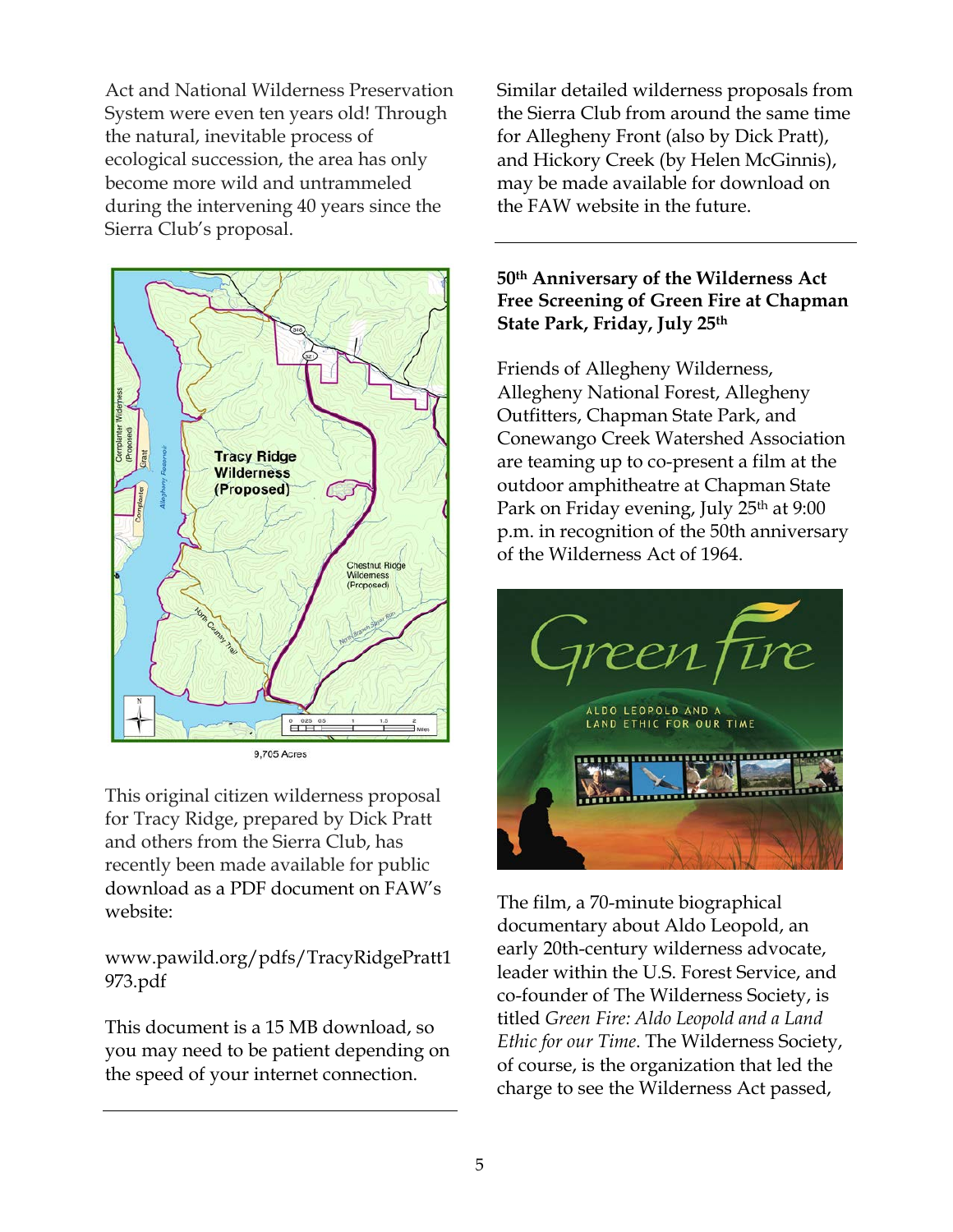Act and National Wilderness Preservation System were even ten years old! Through the natural, inevitable process of ecological succession, the area has only become more wild and untrammeled during the intervening 40 years since the Sierra Club's proposal.

9,705 Acres

This original citizen wilderness proposal for Tracy Ridge, prepared by Dick Pratt and others from the Sierra Club, has recently been made available for public download as a PDF document on FAW's website:

www.pawild.org/pdfs/TracyRidgePratt1973.pdf

This document is a 15 MB download, so you may need to be patient depending on the speed of your internet connection.

Similar detailed wilderness proposals from the Sierra Club from around the same time for Allegheny Front (also by Dick Pratt), and Hickory Creek (by Helen McGinnis), may be made available for download on the FAW website in the future.

---

**50th Anniversary of the Wilderness Act Free Screening of Green Fire at Chapman State Park, Friday, July 25th**

Friends of Allegheny Wilderness, Allegheny National Forest, Allegheny Outfitters, Chapman State Park, and Conewango Creek Watershed Association are teaming up to co-present a film at the outdoor amphitheatre at Chapman State Park on Friday evening, July 25th at 9:00 p.m. in recognition of the 50th anniversary of the Wilderness Act of 1964.

The film, a 70-minute biographical documentary about Aldo Leopold, an early 20th-century wilderness advocate, leader within the U.S. Forest Service, and co-founder of The Wilderness Society, is titled *Green Fire: Aldo Leopold and a Land Ethic for our Time*. The Wilderness Society, of course, is the organization that led the charge to see the Wilderness Act passed,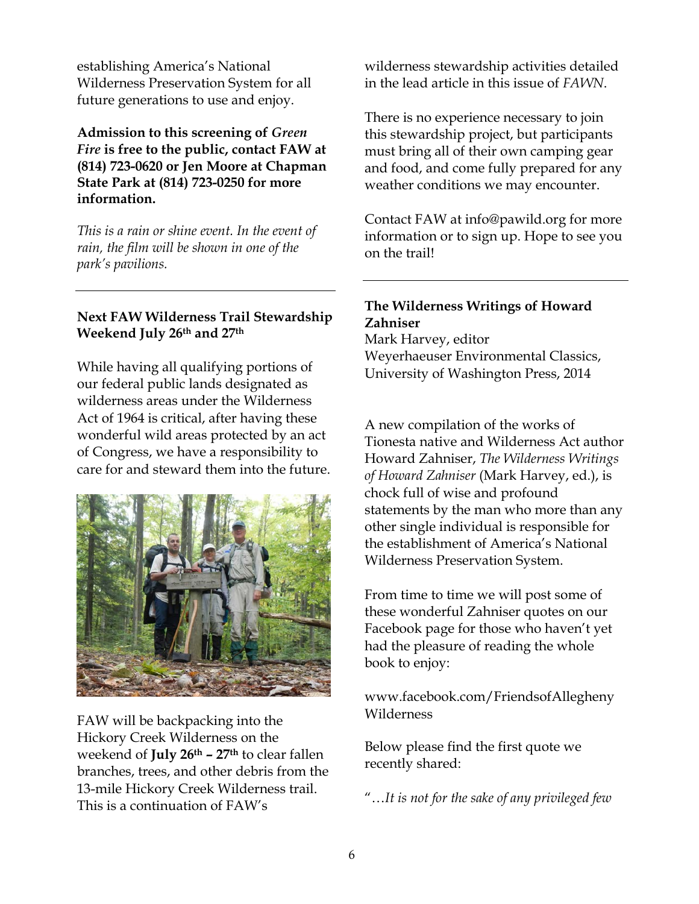establishing America's National Wilderness Preservation System for all future generations to use and enjoy.

**Admission to this screening of *Green Fire* is free to the public, contact FAW at (814) 723-0620 or Jen Moore at Chapman State Park at (814) 723-0250 for more information.**

*This is a rain or shine event. In the event of rain, the film will be shown in one of the park's pavilions.*

---

### Next FAW Wilderness Trail Stewardship Weekend July 26th and 27th

While having all qualifying portions of our federal public lands designated as wilderness areas under the Wilderness Act of 1964 is critical, after having these wonderful wild areas protected by an act of Congress, we have a responsibility to care for and steward them into the future.

FAW will be backpacking into the Hickory Creek Wilderness on the weekend of **July 26th – 27th** to clear fallen branches, trees, and other debris from the 13-mile Hickory Creek Wilderness trail. This is a continuation of FAW's wilderness stewardship activities detailed in the lead article in this issue of *FAWN*.

There is no experience necessary to join this stewardship project, but participants must bring all of their own camping gear and food, and come fully prepared for any weather conditions we may encounter.

Contact FAW at info@pawild.org for more information or to sign up. Hope to see you on the trail!

---

### The Wilderness Writings of Howard Zahniser

Mark Harvey, editor
Weyerhaeuser Environmental Classics, University of Washington Press, 2014

A new compilation of the works of Tionesta native and Wilderness Act author Howard Zahniser, *The Wilderness Writings of Howard Zahniser* (Mark Harvey, ed.), is chock full of wise and profound statements by the man who more than any other single individual is responsible for the establishment of America's National Wilderness Preservation System.

From time to time we will post some of these wonderful Zahniser quotes on our Facebook page for those who haven't yet had the pleasure of reading the whole book to enjoy:

www.facebook.com/FriendsofAllegheny Wilderness

Below please find the first quote we recently shared:

"*…It is not for the sake of any privileged few*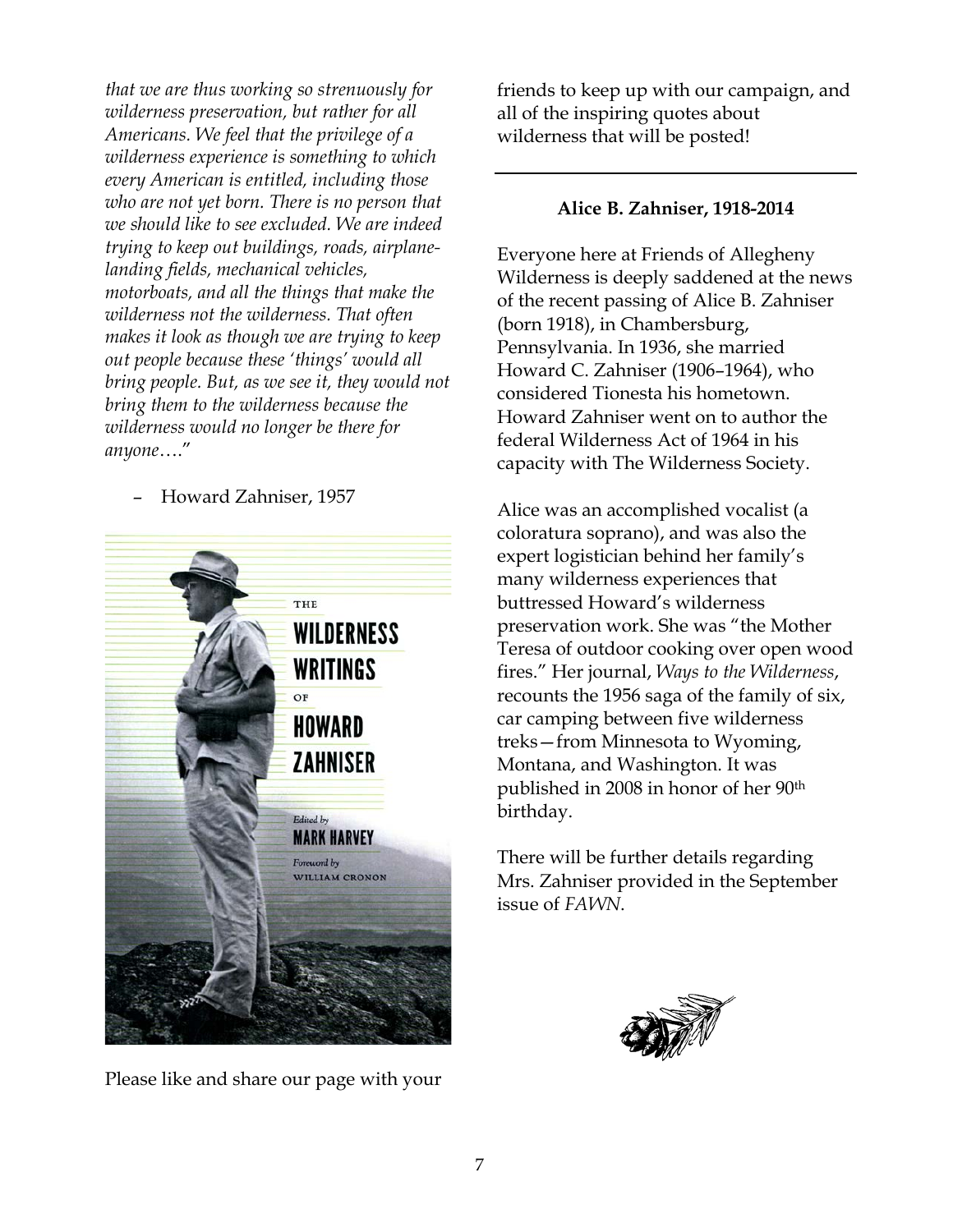*that we are thus working so strenuously for wilderness preservation, but rather for all Americans. We feel that the privilege of a wilderness experience is something to which every American is entitled, including those who are not yet born. There is no person that we should like to see excluded. We are indeed trying to keep out buildings, roads, airplane-landing fields, mechanical vehicles, motorboats, and all the things that make the wilderness not the wilderness. That often makes it look as though we are trying to keep out people because these 'things' would all bring people. But, as we see it, they would not bring them to the wilderness because the wilderness would no longer be there for anyone….*"

– Howard Zahniser, 1957

Please like and share our page with your friends to keep up with our campaign, and all of the inspiring quotes about wilderness that will be posted!

---

**Alice B. Zahniser, 1918-2014**

Everyone here at Friends of Allegheny Wilderness is deeply saddened at the news of the recent passing of Alice B. Zahniser (born 1918), in Chambersburg, Pennsylvania. In 1936, she married Howard C. Zahniser (1906–1964), who considered Tionesta his hometown. Howard Zahniser went on to author the federal Wilderness Act of 1964 in his capacity with The Wilderness Society.

Alice was an accomplished vocalist (a coloratura soprano), and was also the expert logistician behind her family's many wilderness experiences that buttressed Howard's wilderness preservation work. She was "the Mother Teresa of outdoor cooking over open wood fires." Her journal, *Ways to the Wilderness*, recounts the 1956 saga of the family of six, car camping between five wilderness treks—from Minnesota to Wyoming, Montana, and Washington. It was published in 2008 in honor of her 90th birthday.

There will be further details regarding Mrs. Zahniser provided in the September issue of *FAWN*.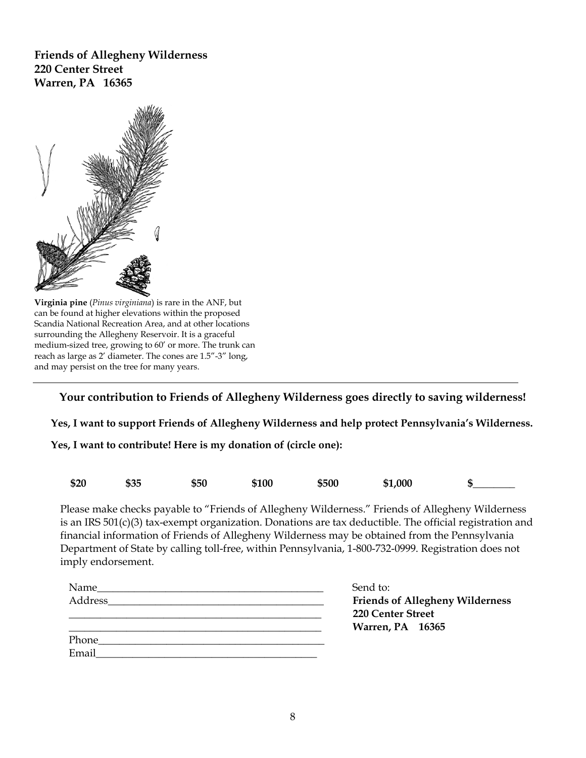**Friends of Allegheny Wilderness**
**220 Center Street**
**Warren, PA 16365**

**Virginia pine** (*Pinus virginiana*) is rare in the ANF, but can be found at higher elevations within the proposed Scandia National Recreation Area, and at other locations surrounding the Allegheny Reservoir. It is a graceful medium-sized tree, growing to 60' or more. The trunk can reach as large as 2' diameter. The cones are 1.5"-3" long, and may persist on the tree for many years.

---

**Your contribution to Friends of Allegheny Wilderness goes directly to saving wilderness!**

**Yes, I want to support Friends of Allegheny Wilderness and help protect Pennsylvania's Wilderness.**

**Yes, I want to contribute! Here is my donation of (circle one):**

**$20 $35 $50 $100 $500 $1,000 $________**

Please make checks payable to "Friends of Allegheny Wilderness." Friends of Allegheny Wilderness is an IRS 501(c)(3) tax-exempt organization. Donations are tax deductible. The official registration and financial information of Friends of Allegheny Wilderness may be obtained from the Pennsylvania Department of State by calling toll-free, within Pennsylvania, 1-800-732-0999. Registration does not imply endorsement.

Name__________________________________________
Address________________________________________
_______________________________________________
_______________________________________________
Phone__________________________________________
Email__________________________________________

Send to:
**Friends of Allegheny Wilderness**
**220 Center Street**
**Warren, PA 16365**